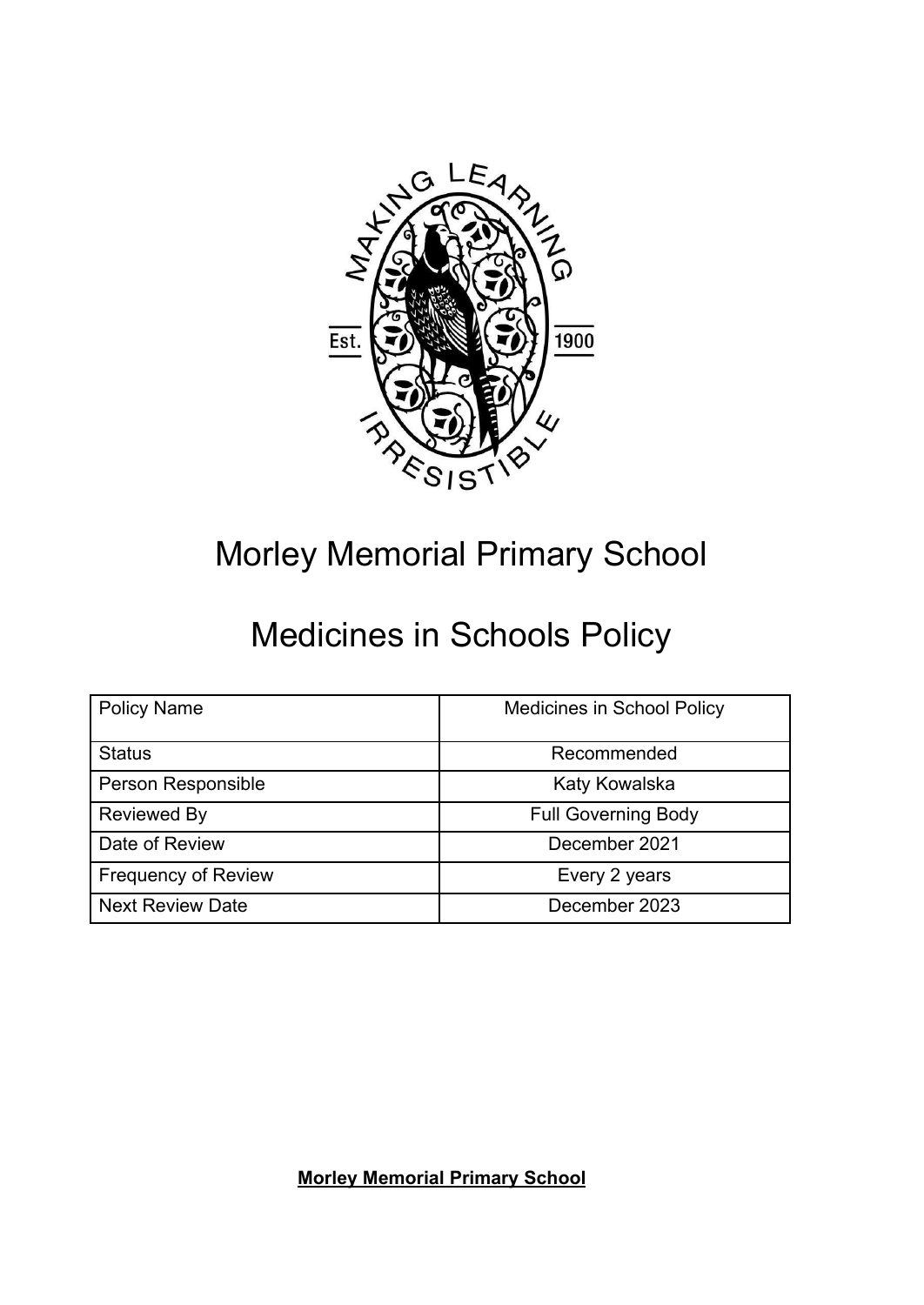# Morley Memorial Primary School

# Medicines in Schools Policy

| Policy Name | Medicines in School Policy |
|---|---|
| Status | Recommended |
| Person Responsible | Katy Kowalska |
| Reviewed By | Full Governing Body |
| Date of Review | December 2021 |
| Frequency of Review | Every 2 years |
| Next Review Date | December 2023 |

**Morley Memorial Primary School**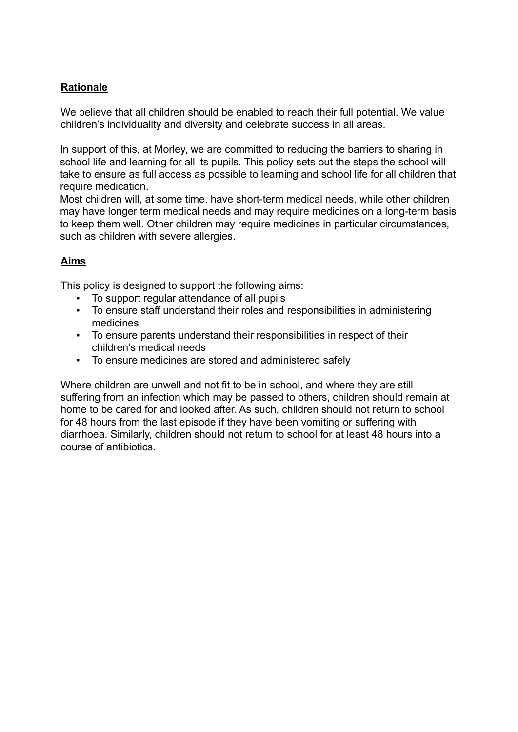## Rationale

We believe that all children should be enabled to reach their full potential. We value children's individuality and diversity and celebrate success in all areas.

In support of this, at Morley, we are committed to reducing the barriers to sharing in school life and learning for all its pupils. This policy sets out the steps the school will take to ensure as full access as possible to learning and school life for all children that require medication.
Most children will, at some time, have short-term medical needs, while other children may have longer term medical needs and may require medicines on a long-term basis to keep them well. Other children may require medicines in particular circumstances, such as children with severe allergies.

## Aims

This policy is designed to support the following aims:

- To support regular attendance of all pupils
- To ensure staff understand their roles and responsibilities in administering medicines
- To ensure parents understand their responsibilities in respect of their children's medical needs
- To ensure medicines are stored and administered safely

Where children are unwell and not fit to be in school, and where they are still suffering from an infection which may be passed to others, children should remain at home to be cared for and looked after. As such, children should not return to school for 48 hours from the last episode if they have been vomiting or suffering with diarrhoea. Similarly, children should not return to school for at least 48 hours into a course of antibiotics.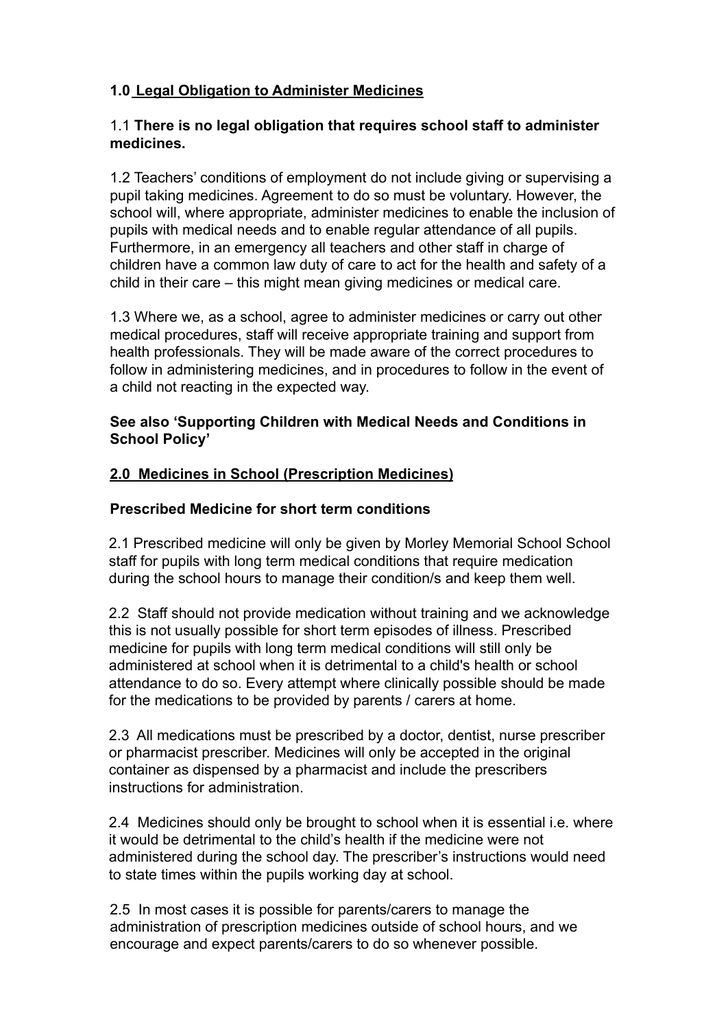## 1.0 Legal Obligation to Administer Medicines

1.1 **There is no legal obligation that requires school staff to administer medicines.**

1.2 Teachers' conditions of employment do not include giving or supervising a pupil taking medicines. Agreement to do so must be voluntary. However, the school will, where appropriate, administer medicines to enable the inclusion of pupils with medical needs and to enable regular attendance of all pupils. Furthermore, in an emergency all teachers and other staff in charge of children have a common law duty of care to act for the health and safety of a child in their care – this might mean giving medicines or medical care.

1.3 Where we, as a school, agree to administer medicines or carry out other medical procedures, staff will receive appropriate training and support from health professionals. They will be made aware of the correct procedures to follow in administering medicines, and in procedures to follow in the event of a child not reacting in the expected way.

**See also 'Supporting Children with Medical Needs and Conditions in School Policy'**

## 2.0 Medicines in School (Prescription Medicines)

**Prescribed Medicine for short term conditions**

2.1 Prescribed medicine will only be given by Morley Memorial School School staff for pupils with long term medical conditions that require medication during the school hours to manage their condition/s and keep them well.

2.2 Staff should not provide medication without training and we acknowledge this is not usually possible for short term episodes of illness. Prescribed medicine for pupils with long term medical conditions will still only be administered at school when it is detrimental to a child's health or school attendance to do so. Every attempt where clinically possible should be made for the medications to be provided by parents / carers at home.

2.3 All medications must be prescribed by a doctor, dentist, nurse prescriber or pharmacist prescriber. Medicines will only be accepted in the original container as dispensed by a pharmacist and include the prescribers instructions for administration.

2.4 Medicines should only be brought to school when it is essential i.e. where it would be detrimental to the child's health if the medicine were not administered during the school day. The prescriber's instructions would need to state times within the pupils working day at school.

2.5 In most cases it is possible for parents/carers to manage the administration of prescription medicines outside of school hours, and we encourage and expect parents/carers to do so whenever possible.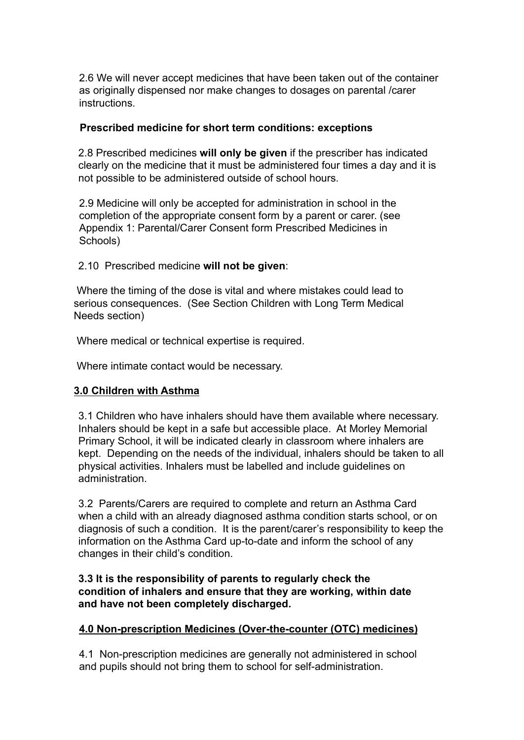2.6 We will never accept medicines that have been taken out of the container as originally dispensed nor make changes to dosages on parental /carer instructions.

**Prescribed medicine for short term conditions: exceptions**

2.8 Prescribed medicines **will only be given** if the prescriber has indicated clearly on the medicine that it must be administered four times a day and it is not possible to be administered outside of school hours.

2.9 Medicine will only be accepted for administration in school in the completion of the appropriate consent form by a parent or carer. (see Appendix 1: Parental/Carer Consent form Prescribed Medicines in Schools)

2.10 Prescribed medicine **will not be given**:

Where the timing of the dose is vital and where mistakes could lead to serious consequences. (See Section Children with Long Term Medical Needs section)

Where medical or technical expertise is required.

Where intimate contact would be necessary.

## 3.0 Children with Asthma

3.1 Children who have inhalers should have them available where necessary. Inhalers should be kept in a safe but accessible place. At Morley Memorial Primary School, it will be indicated clearly in classroom where inhalers are kept. Depending on the needs of the individual, inhalers should be taken to all physical activities. Inhalers must be labelled and include guidelines on administration.

3.2 Parents/Carers are required to complete and return an Asthma Card when a child with an already diagnosed asthma condition starts school, or on diagnosis of such a condition. It is the parent/carer's responsibility to keep the information on the Asthma Card up-to-date and inform the school of any changes in their child's condition.

**3.3 It is the responsibility of parents to regularly check the condition of inhalers and ensure that they are working, within date and have not been completely discharged.**

## 4.0 Non-prescription Medicines (Over-the-counter (OTC) medicines)

4.1 Non-prescription medicines are generally not administered in school and pupils should not bring them to school for self-administration.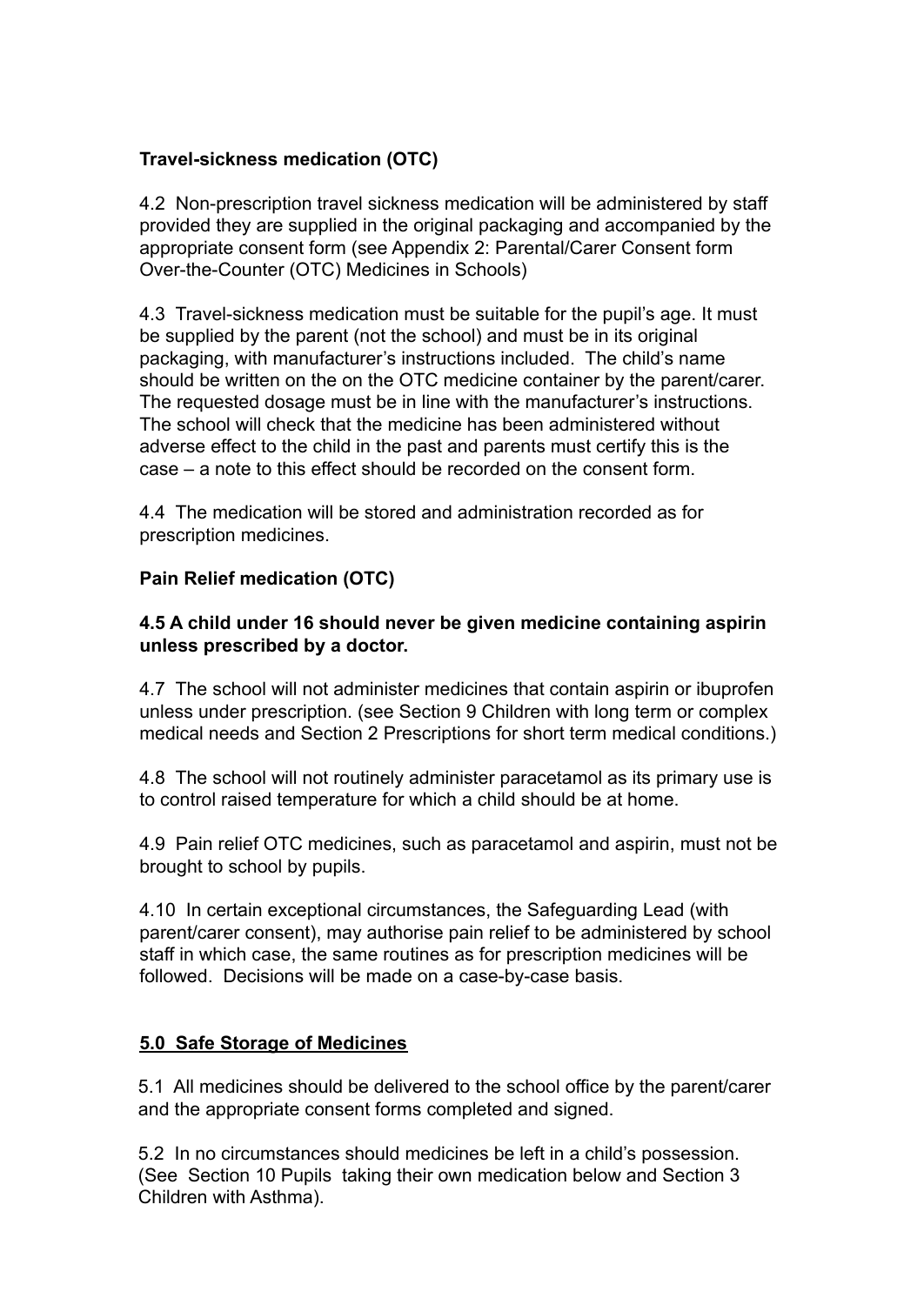**Travel-sickness medication (OTC)**

4.2 Non-prescription travel sickness medication will be administered by staff provided they are supplied in the original packaging and accompanied by the appropriate consent form (see Appendix 2: Parental/Carer Consent form Over-the-Counter (OTC) Medicines in Schools)

4.3 Travel-sickness medication must be suitable for the pupil's age. It must be supplied by the parent (not the school) and must be in its original packaging, with manufacturer's instructions included. The child's name should be written on the on the OTC medicine container by the parent/carer. The requested dosage must be in line with the manufacturer's instructions. The school will check that the medicine has been administered without adverse effect to the child in the past and parents must certify this is the case – a note to this effect should be recorded on the consent form.

4.4 The medication will be stored and administration recorded as for prescription medicines.

**Pain Relief medication (OTC)**

**4.5 A child under 16 should never be given medicine containing aspirin unless prescribed by a doctor.**

4.7 The school will not administer medicines that contain aspirin or ibuprofen unless under prescription. (see Section 9 Children with long term or complex medical needs and Section 2 Prescriptions for short term medical conditions.)

4.8 The school will not routinely administer paracetamol as its primary use is to control raised temperature for which a child should be at home.

4.9 Pain relief OTC medicines, such as paracetamol and aspirin, must not be brought to school by pupils.

4.10 In certain exceptional circumstances, the Safeguarding Lead (with parent/carer consent), may authorise pain relief to be administered by school staff in which case, the same routines as for prescription medicines will be followed. Decisions will be made on a case-by-case basis.

## 5.0 Safe Storage of Medicines

5.1 All medicines should be delivered to the school office by the parent/carer and the appropriate consent forms completed and signed.

5.2 In no circumstances should medicines be left in a child's possession. (See Section 10 Pupils taking their own medication below and Section 3 Children with Asthma).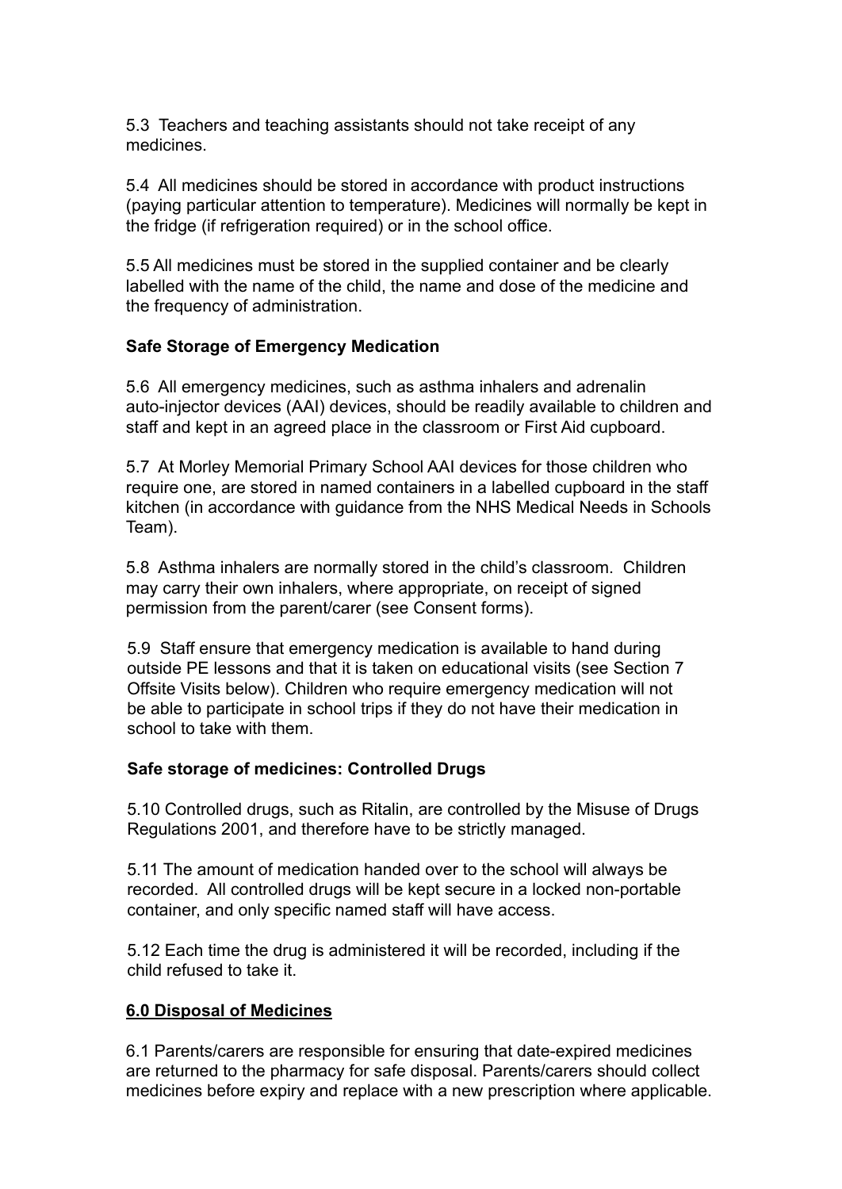5.3 Teachers and teaching assistants should not take receipt of any medicines.

5.4 All medicines should be stored in accordance with product instructions (paying particular attention to temperature). Medicines will normally be kept in the fridge (if refrigeration required) or in the school office.

5.5 All medicines must be stored in the supplied container and be clearly labelled with the name of the child, the name and dose of the medicine and the frequency of administration.

**Safe Storage of Emergency Medication**

5.6 All emergency medicines, such as asthma inhalers and adrenalin auto-injector devices (AAI) devices, should be readily available to children and staff and kept in an agreed place in the classroom or First Aid cupboard.

5.7 At Morley Memorial Primary School AAI devices for those children who require one, are stored in named containers in a labelled cupboard in the staff kitchen (in accordance with guidance from the NHS Medical Needs in Schools Team).

5.8 Asthma inhalers are normally stored in the child's classroom. Children may carry their own inhalers, where appropriate, on receipt of signed permission from the parent/carer (see Consent forms).

5.9 Staff ensure that emergency medication is available to hand during outside PE lessons and that it is taken on educational visits (see Section 7 Offsite Visits below). Children who require emergency medication will not be able to participate in school trips if they do not have their medication in school to take with them.

**Safe storage of medicines: Controlled Drugs**

5.10 Controlled drugs, such as Ritalin, are controlled by the Misuse of Drugs Regulations 2001, and therefore have to be strictly managed.

5.11 The amount of medication handed over to the school will always be recorded. All controlled drugs will be kept secure in a locked non-portable container, and only specific named staff will have access.

5.12 Each time the drug is administered it will be recorded, including if the child refused to take it.

## **6.0 Disposal of Medicines**

6.1 Parents/carers are responsible for ensuring that date-expired medicines are returned to the pharmacy for safe disposal. Parents/carers should collect medicines before expiry and replace with a new prescription where applicable.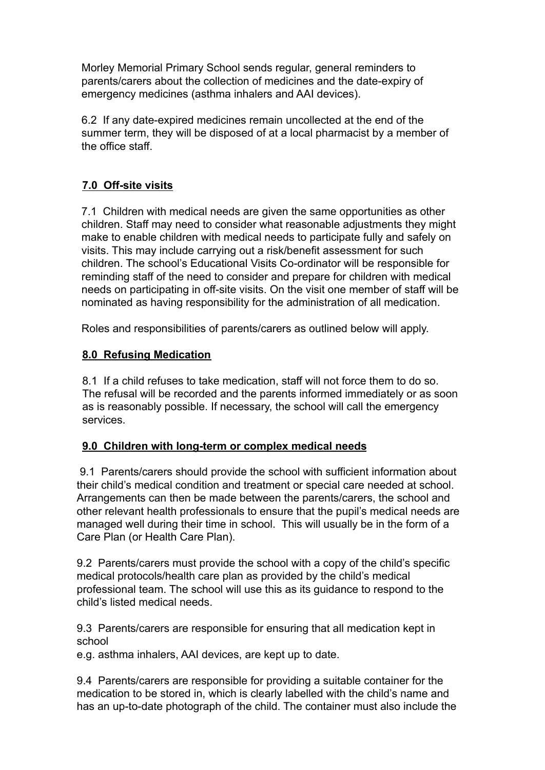Morley Memorial Primary School sends regular, general reminders to parents/carers about the collection of medicines and the date-expiry of emergency medicines (asthma inhalers and AAI devices).

6.2 If any date-expired medicines remain uncollected at the end of the summer term, they will be disposed of at a local pharmacist by a member of the office staff.

## 7.0 Off-site visits

7.1 Children with medical needs are given the same opportunities as other children. Staff may need to consider what reasonable adjustments they might make to enable children with medical needs to participate fully and safely on visits. This may include carrying out a risk/benefit assessment for such children. The school's Educational Visits Co-ordinator will be responsible for reminding staff of the need to consider and prepare for children with medical needs on participating in off-site visits. On the visit one member of staff will be nominated as having responsibility for the administration of all medication.

Roles and responsibilities of parents/carers as outlined below will apply.

## 8.0 Refusing Medication

8.1 If a child refuses to take medication, staff will not force them to do so. The refusal will be recorded and the parents informed immediately or as soon as is reasonably possible. If necessary, the school will call the emergency services.

## 9.0 Children with long-term or complex medical needs

9.1 Parents/carers should provide the school with sufficient information about their child's medical condition and treatment or special care needed at school. Arrangements can then be made between the parents/carers, the school and other relevant health professionals to ensure that the pupil's medical needs are managed well during their time in school. This will usually be in the form of a Care Plan (or Health Care Plan).

9.2 Parents/carers must provide the school with a copy of the child's specific medical protocols/health care plan as provided by the child's medical professional team. The school will use this as its guidance to respond to the child's listed medical needs.

9.3 Parents/carers are responsible for ensuring that all medication kept in school
e.g. asthma inhalers, AAI devices, are kept up to date.

9.4 Parents/carers are responsible for providing a suitable container for the medication to be stored in, which is clearly labelled with the child's name and has an up-to-date photograph of the child. The container must also include the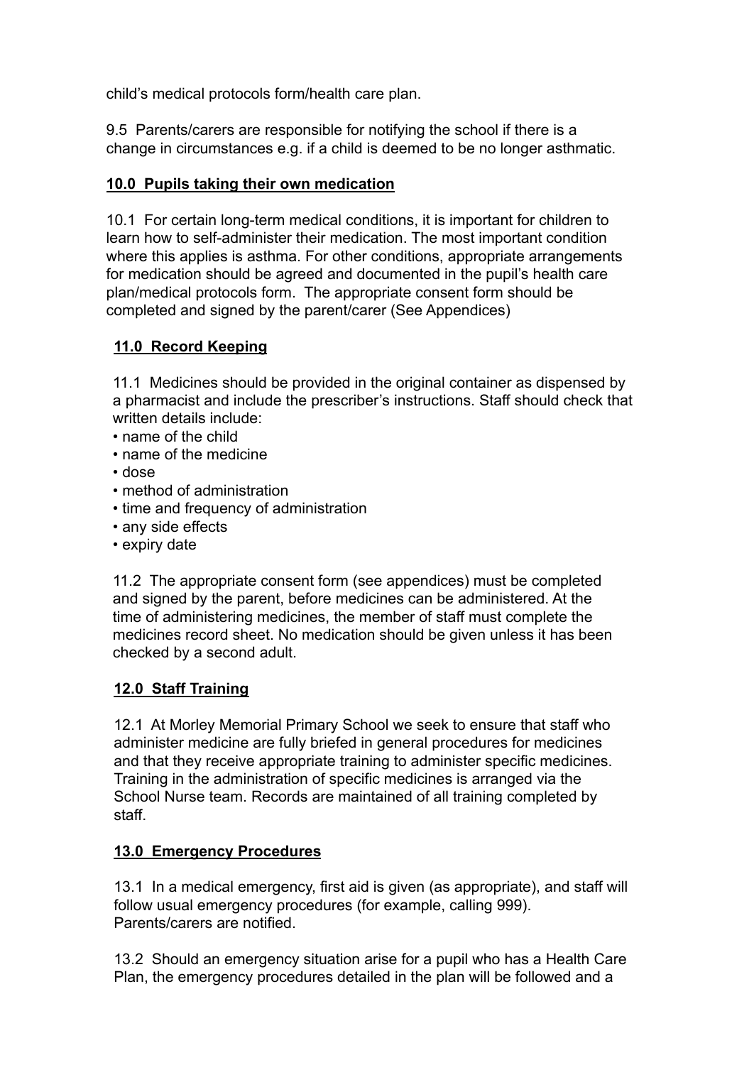child's medical protocols form/health care plan.

9.5 Parents/carers are responsible for notifying the school if there is a change in circumstances e.g. if a child is deemed to be no longer asthmatic.

## **10.0 Pupils taking their own medication**

10.1 For certain long-term medical conditions, it is important for children to learn how to self-administer their medication. The most important condition where this applies is asthma. For other conditions, appropriate arrangements for medication should be agreed and documented in the pupil's health care plan/medical protocols form. The appropriate consent form should be completed and signed by the parent/carer (See Appendices)

## **11.0 Record Keeping**

11.1 Medicines should be provided in the original container as dispensed by a pharmacist and include the prescriber's instructions. Staff should check that written details include:

- name of the child
- name of the medicine
- dose
- method of administration
- time and frequency of administration
- any side effects
- expiry date

11.2 The appropriate consent form (see appendices) must be completed and signed by the parent, before medicines can be administered. At the time of administering medicines, the member of staff must complete the medicines record sheet. No medication should be given unless it has been checked by a second adult.

## **12.0 Staff Training**

12.1 At Morley Memorial Primary School we seek to ensure that staff who administer medicine are fully briefed in general procedures for medicines and that they receive appropriate training to administer specific medicines. Training in the administration of specific medicines is arranged via the School Nurse team. Records are maintained of all training completed by staff.

## **13.0 Emergency Procedures**

13.1 In a medical emergency, first aid is given (as appropriate), and staff will follow usual emergency procedures (for example, calling 999). Parents/carers are notified.

13.2 Should an emergency situation arise for a pupil who has a Health Care Plan, the emergency procedures detailed in the plan will be followed and a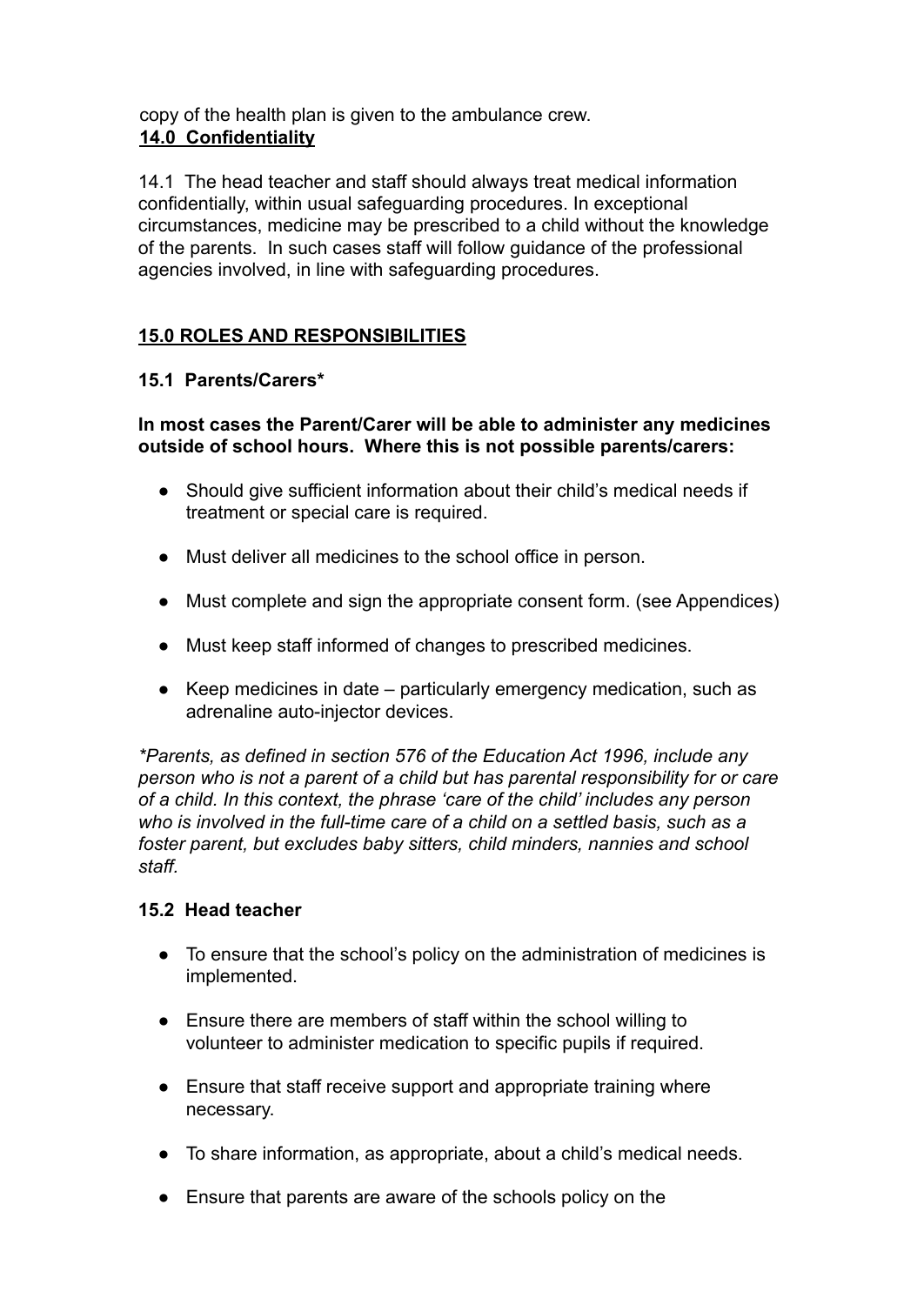copy of the health plan is given to the ambulance crew.

## 14.0 Confidentiality

14.1 The head teacher and staff should always treat medical information confidentially, within usual safeguarding procedures. In exceptional circumstances, medicine may be prescribed to a child without the knowledge of the parents. In such cases staff will follow guidance of the professional agencies involved, in line with safeguarding procedures.

## 15.0 ROLES AND RESPONSIBILITIES

### 15.1 Parents/Carers*

**In most cases the Parent/Carer will be able to administer any medicines outside of school hours. Where this is not possible parents/carers:**

- Should give sufficient information about their child's medical needs if treatment or special care is required.
- Must deliver all medicines to the school office in person.
- Must complete and sign the appropriate consent form. (see Appendices)
- Must keep staff informed of changes to prescribed medicines.
- Keep medicines in date – particularly emergency medication, such as adrenaline auto-injector devices.

*\*Parents, as defined in section 576 of the Education Act 1996, include any person who is not a parent of a child but has parental responsibility for or care of a child. In this context, the phrase 'care of the child' includes any person who is involved in the full-time care of a child on a settled basis, such as a foster parent, but excludes baby sitters, child minders, nannies and school staff.*

### 15.2 Head teacher

- To ensure that the school's policy on the administration of medicines is implemented.
- Ensure there are members of staff within the school willing to volunteer to administer medication to specific pupils if required.
- Ensure that staff receive support and appropriate training where necessary.
- To share information, as appropriate, about a child's medical needs.
- Ensure that parents are aware of the schools policy on the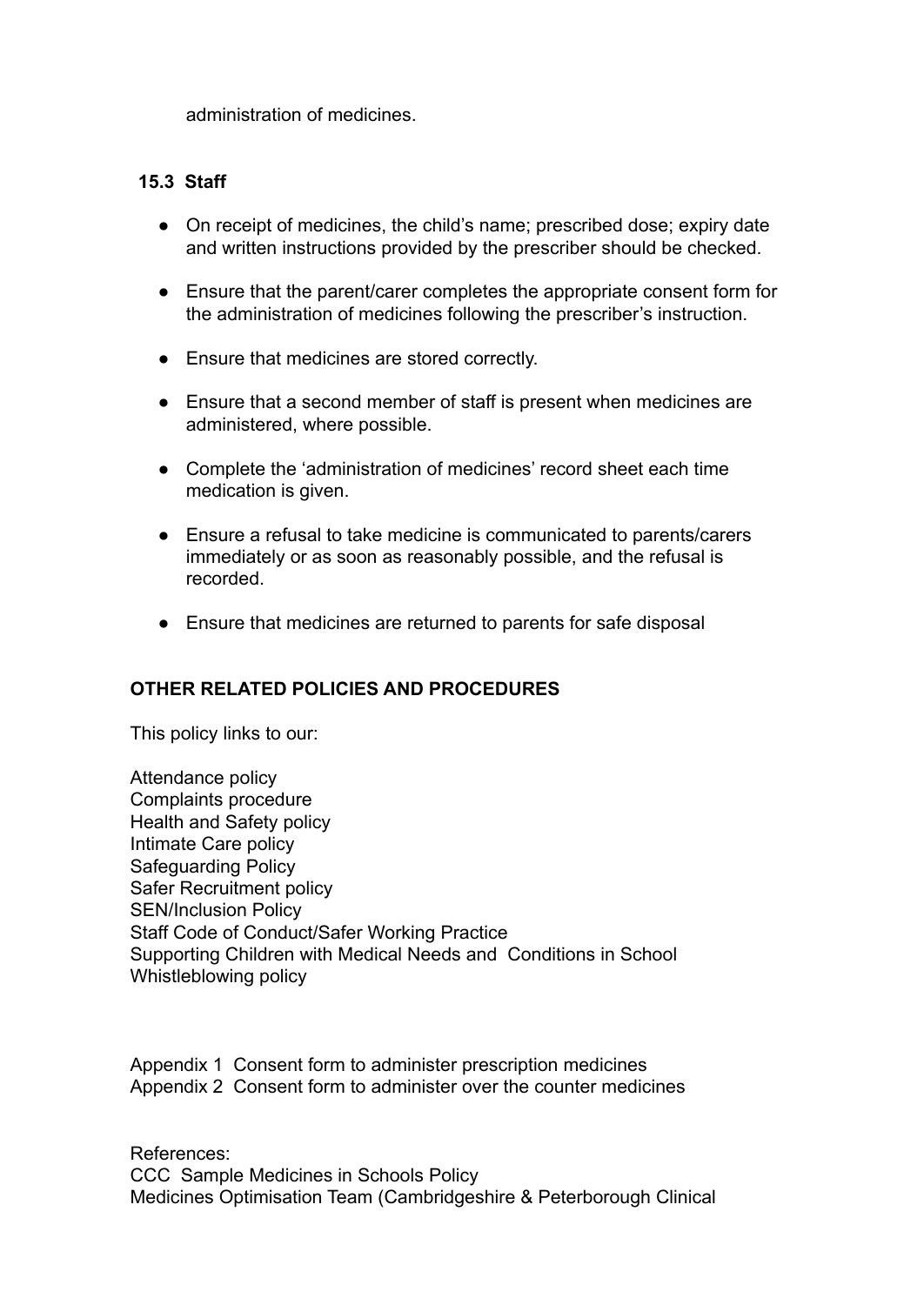administration of medicines.

### 15.3 Staff

- On receipt of medicines, the child's name; prescribed dose; expiry date and written instructions provided by the prescriber should be checked.
- Ensure that the parent/carer completes the appropriate consent form for the administration of medicines following the prescriber's instruction.
- Ensure that medicines are stored correctly.
- Ensure that a second member of staff is present when medicines are administered, where possible.
- Complete the 'administration of medicines' record sheet each time medication is given.
- Ensure a refusal to take medicine is communicated to parents/carers immediately or as soon as reasonably possible, and the refusal is recorded.
- Ensure that medicines are returned to parents for safe disposal

## OTHER RELATED POLICIES AND PROCEDURES

This policy links to our:

Attendance policy
Complaints procedure
Health and Safety policy
Intimate Care policy
Safeguarding Policy
Safer Recruitment policy
SEN/Inclusion Policy
Staff Code of Conduct/Safer Working Practice
Supporting Children with Medical Needs and Conditions in School
Whistleblowing policy

Appendix 1 Consent form to administer prescription medicines
Appendix 2 Consent form to administer over the counter medicines

References:
CCC Sample Medicines in Schools Policy
Medicines Optimisation Team (Cambridgeshire & Peterborough Clinical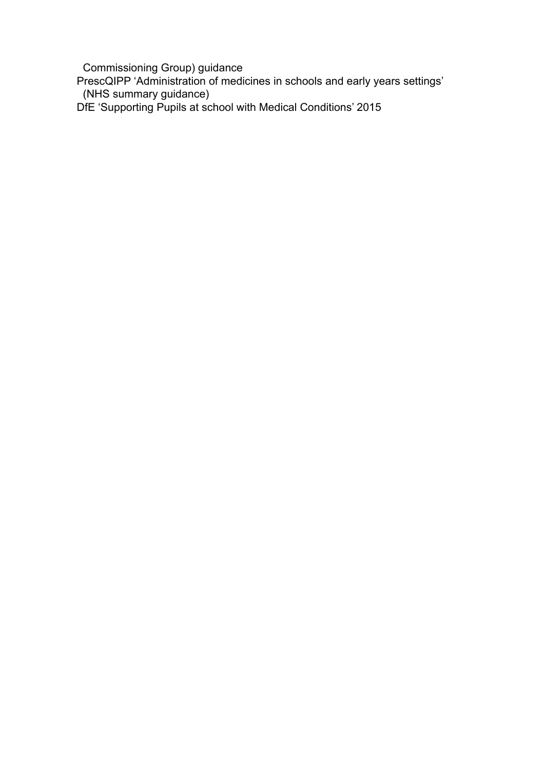Commissioning Group) guidance

PrescQIPP 'Administration of medicines in schools and early years settings' (NHS summary guidance)

DfE 'Supporting Pupils at school with Medical Conditions' 2015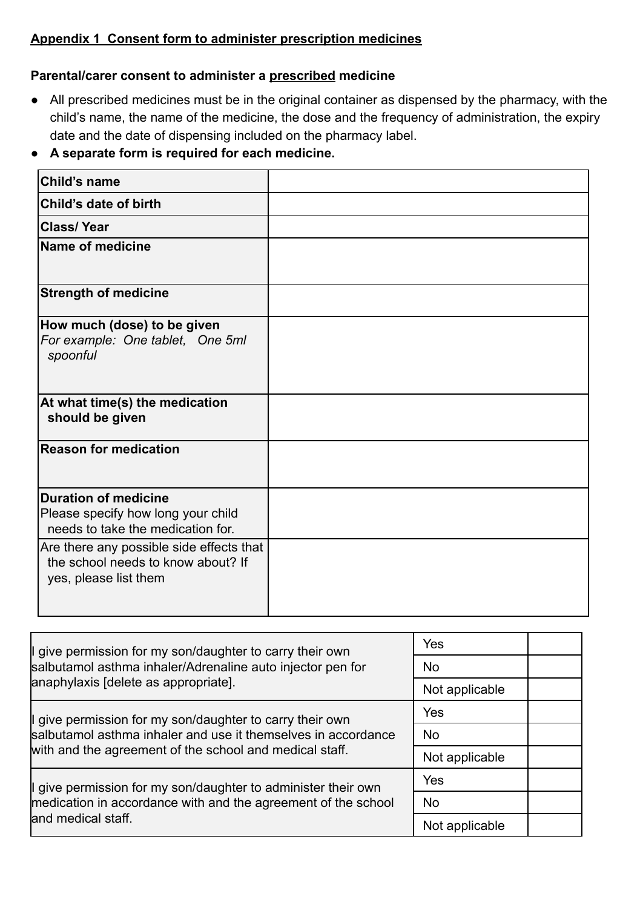**Appendix 1 Consent form to administer prescription medicines**

**Parental/carer consent to administer a prescribed medicine**

- All prescribed medicines must be in the original container as dispensed by the pharmacy, with the child's name, the name of the medicine, the dose and the frequency of administration, the expiry date and the date of dispensing included on the pharmacy label.
- **A separate form is required for each medicine.**

| | |
|---|---|
| **Child's name** | |
| **Child's date of birth** | |
| **Class/ Year** | |
| **Name of medicine** | |
| **Strength of medicine** | |
| **How much (dose) to be given** *For example: One tablet, One 5ml spoonful* | |
| **At what time(s) the medication should be given** | |
| **Reason for medication** | |
| **Duration of medicine** Please specify how long your child needs to take the medication for. | |
| Are there any possible side effects that the school needs to know about? If yes, please list them | |

| | | |
|---|---|---|
| I give permission for my son/daughter to carry their own salbutamol asthma inhaler/Adrenaline auto injector pen for anaphylaxis [delete as appropriate]. | Yes | |
| | No | |
| | Not applicable | |
| I give permission for my son/daughter to carry their own salbutamol asthma inhaler and use it themselves in accordance with and the agreement of the school and medical staff. | Yes | |
| | No | |
| | Not applicable | |
| I give permission for my son/daughter to administer their own medication in accordance with and the agreement of the school and medical staff. | Yes | |
| | No | |
| | Not applicable | |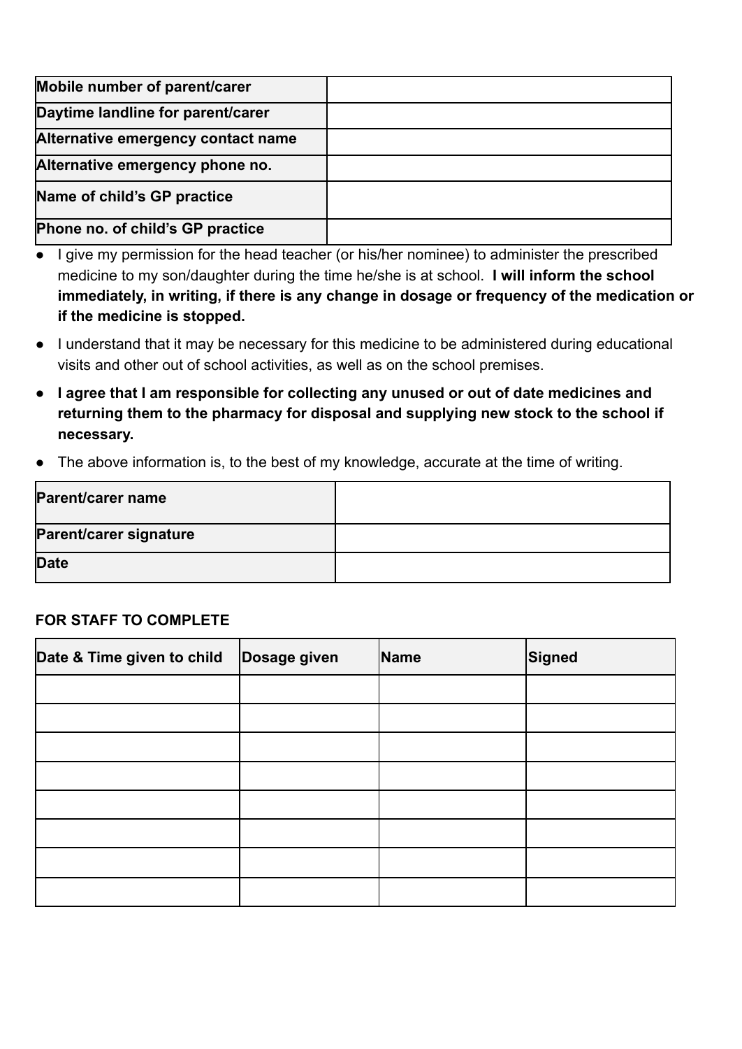| **Mobile number of parent/carer** | |
| --- | --- |
| **Daytime landline for parent/carer** | |
| **Alternative emergency contact name** | |
| **Alternative emergency phone no.** | |
| **Name of child's GP practice** | |
| **Phone no. of child's GP practice** | |

- I give my permission for the head teacher (or his/her nominee) to administer the prescribed medicine to my son/daughter during the time he/she is at school. **I will inform the school immediately, in writing, if there is any change in dosage or frequency of the medication or if the medicine is stopped.**
- I understand that it may be necessary for this medicine to be administered during educational visits and other out of school activities, as well as on the school premises.
- **I agree that I am responsible for collecting any unused or out of date medicines and returning them to the pharmacy for disposal and supplying new stock to the school if necessary.**
- The above information is, to the best of my knowledge, accurate at the time of writing.

| **Parent/carer name** | |
| --- | --- |
| **Parent/carer signature** | |
| **Date** | |

**FOR STAFF TO COMPLETE**

| Date & Time given to child | Dosage given | Name | Signed |
| --- | --- | --- | --- |
| | | | |
| | | | |
| | | | |
| | | | |
| | | | |
| | | | |
| | | | |
| | | | |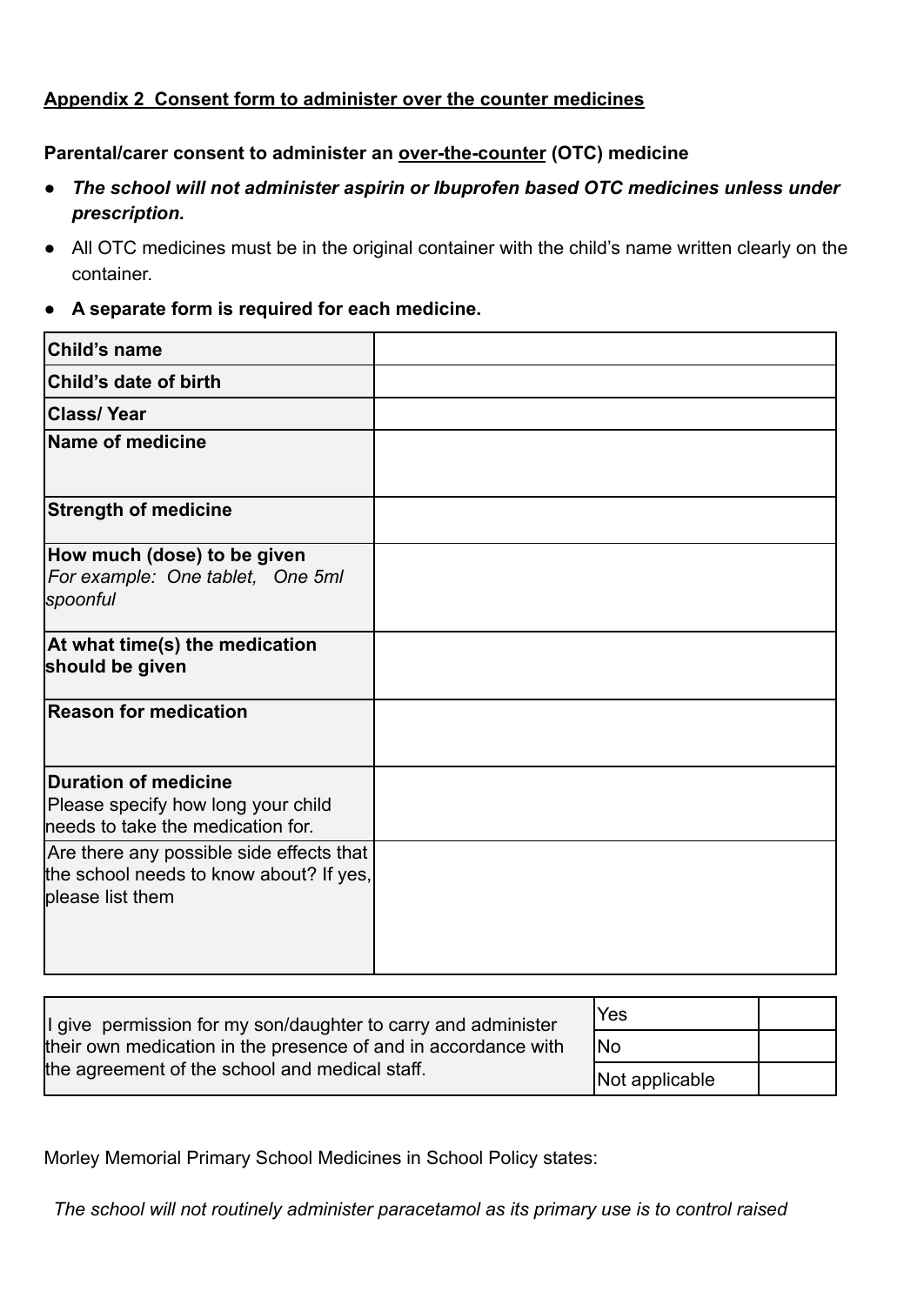**<u>Appendix 2 Consent form to administer over the counter medicines</u>**

**Parental/carer consent to administer an <u>over-the-counter</u> (OTC) medicine**

- ***The school will not administer aspirin or Ibuprofen based OTC medicines unless under prescription.***
- All OTC medicines must be in the original container with the child's name written clearly on the container.
- **A separate form is required for each medicine.**

| | |
|---|---|
| **Child's name** | |
| **Child's date of birth** | |
| **Class/ Year** | |
| **Name of medicine** | |
| **Strength of medicine** | |
| **How much (dose) to be given** *For example: One tablet, One 5ml spoonful* | |
| **At what time(s) the medication should be given** | |
| **Reason for medication** | |
| **Duration of medicine** Please specify how long your child needs to take the medication for. | |
| Are there any possible side effects that the school needs to know about? If yes, please list them | |

| | | |
|---|---|---|
| I give permission for my son/daughter to carry and administer their own medication in the presence of and in accordance with the agreement of the school and medical staff. | Yes | |
| | No | |
| | Not applicable | |

Morley Memorial Primary School Medicines in School Policy states:

*The school will not routinely administer paracetamol as its primary use is to control raised*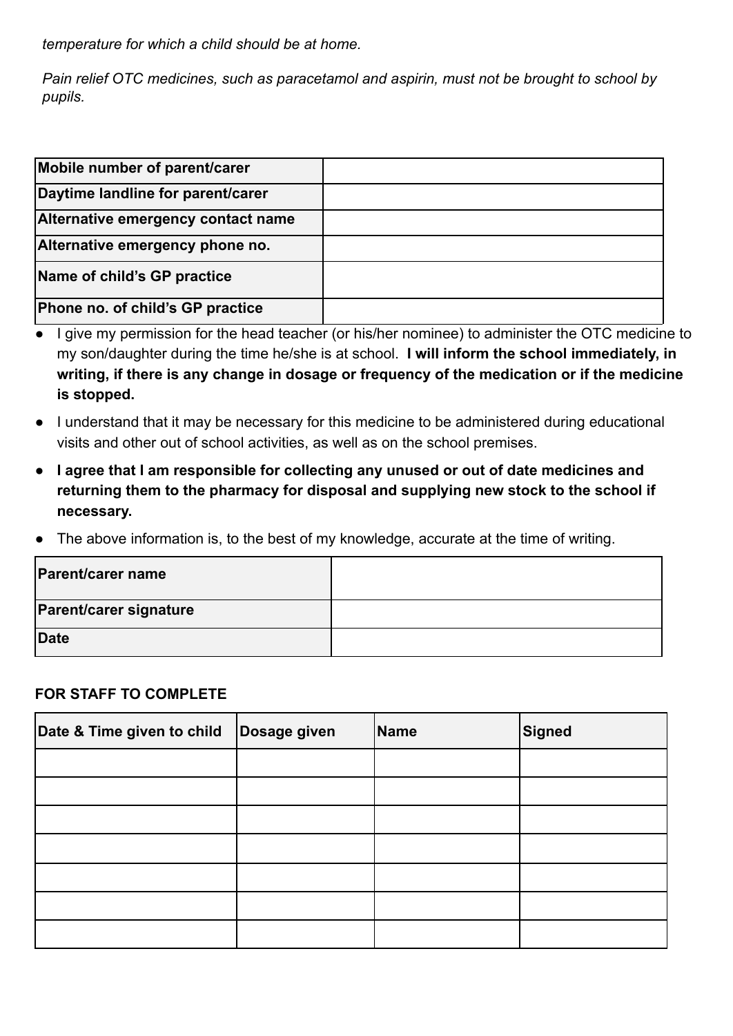*temperature for which a child should be at home.*

*Pain relief OTC medicines, such as paracetamol and aspirin, must not be brought to school by pupils.*

| | |
|---|---|
| **Mobile number of parent/carer** | |
| **Daytime landline for parent/carer** | |
| **Alternative emergency contact name** | |
| **Alternative emergency phone no.** | |
| **Name of child's GP practice** | |
| **Phone no. of child's GP practice** | |

- I give my permission for the head teacher (or his/her nominee) to administer the OTC medicine to my son/daughter during the time he/she is at school. **I will inform the school immediately, in writing, if there is any change in dosage or frequency of the medication or if the medicine is stopped.**
- I understand that it may be necessary for this medicine to be administered during educational visits and other out of school activities, as well as on the school premises.
- **I agree that I am responsible for collecting any unused or out of date medicines and returning them to the pharmacy for disposal and supplying new stock to the school if necessary.**
- The above information is, to the best of my knowledge, accurate at the time of writing.

| | |
|---|---|
| **Parent/carer name** | |
| **Parent/carer signature** | |
| **Date** | |

**FOR STAFF TO COMPLETE**

| Date & Time given to child | Dosage given | Name | Signed |
|---|---|---|---|
| | | | |
| | | | |
| | | | |
| | | | |
| | | | |
| | | | |
| | | | |